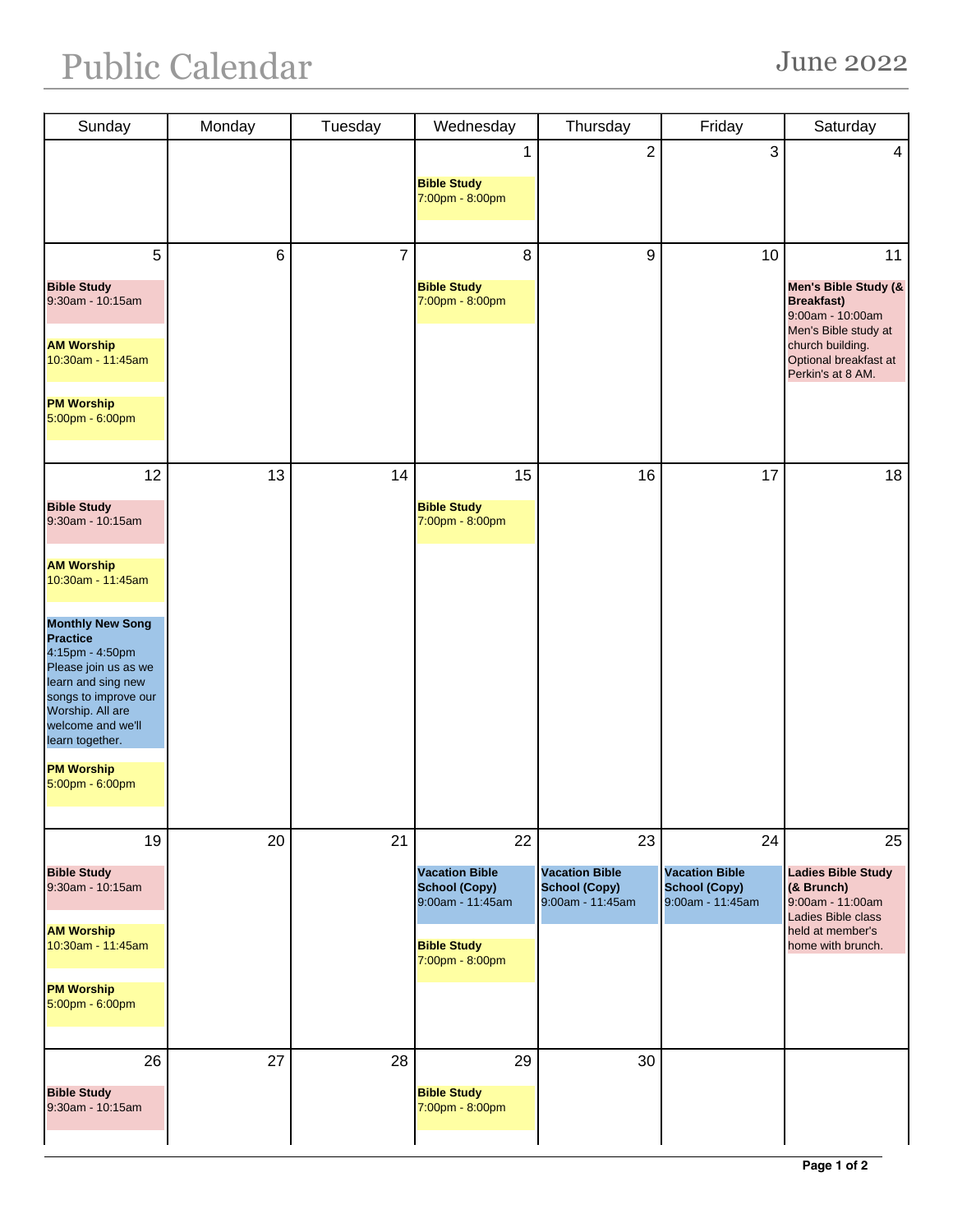# Public Calendar

## June 2022

| Sunday | Monday | Tuesday | Wednesday | Thursday | Friday | Saturday |
|---|---|---|---|---|---|---|
| | | | 1<br>**Bible Study**<br>7:00pm - 8:00pm | 2 | 3 | 4 |
| 5<br>**Bible Study**<br>9:30am - 10:15am<br>**AM Worship**<br>10:30am - 11:45am<br>**PM Worship**<br>5:00pm - 6:00pm | 6 | 7 | 8<br>**Bible Study**<br>7:00pm - 8:00pm | 9 | 10 | 11<br>**Men's Bible Study (& Breakfast)**<br>9:00am - 10:00am<br>Men's Bible study at church building. Optional breakfast at Perkin's at 8 AM. |
| 12<br>**Bible Study**<br>9:30am - 10:15am<br>**AM Worship**<br>10:30am - 11:45am<br>**Monthly New Song Practice**<br>4:15pm - 4:50pm<br>Please join us as we learn and sing new songs to improve our Worship. All are welcome and we'll learn together.<br>**PM Worship**<br>5:00pm - 6:00pm | 13 | 14 | 15<br>**Bible Study**<br>7:00pm - 8:00pm | 16 | 17 | 18 |
| 19<br>**Bible Study**<br>9:30am - 10:15am<br>**AM Worship**<br>10:30am - 11:45am<br>**PM Worship**<br>5:00pm - 6:00pm | 20 | 21 | 22<br>**Vacation Bible School (Copy)**<br>9:00am - 11:45am<br>**Bible Study**<br>7:00pm - 8:00pm | 23<br>**Vacation Bible School (Copy)**<br>9:00am - 11:45am | 24<br>**Vacation Bible School (Copy)**<br>9:00am - 11:45am | 25<br>**Ladies Bible Study (& Brunch)**<br>9:00am - 11:00am<br>Ladies Bible class held at member's home with brunch. |
| 26<br>**Bible Study**<br>9:30am - 10:15am | 27 | 28 | 29<br>**Bible Study**<br>7:00pm - 8:00pm | 30 | | |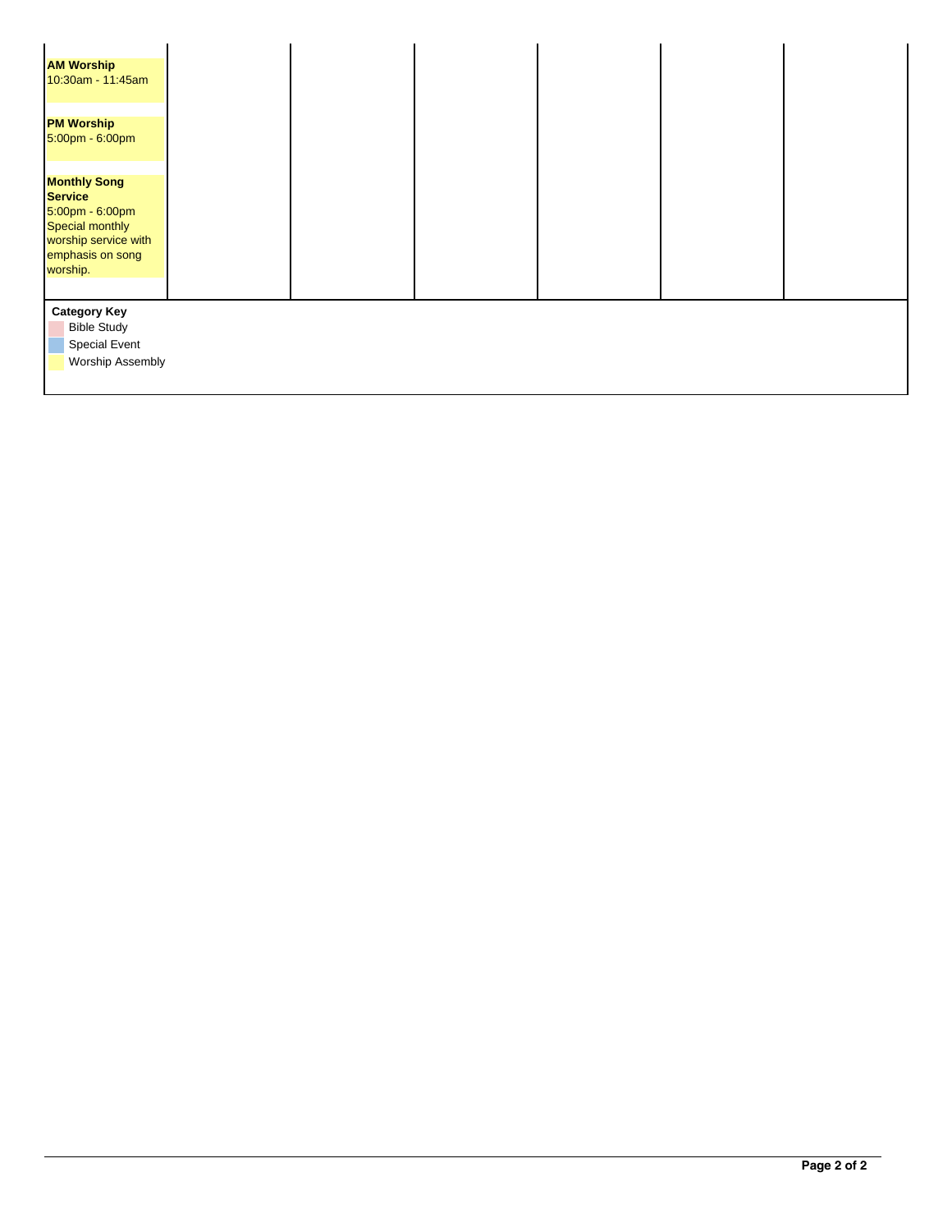| | | | | | | |
|---|---|---|---|---|---|---|
| **AM Worship**<br>10:30am - 11:45am<br><br>**PM Worship**<br>5:00pm - 6:00pm<br><br>**Monthly Song Service**<br>5:00pm - 6:00pm<br>Special monthly worship service with emphasis on song worship. | | | | | | |

**Category Key**

- Bible Study
- Special Event
- Worship Assembly